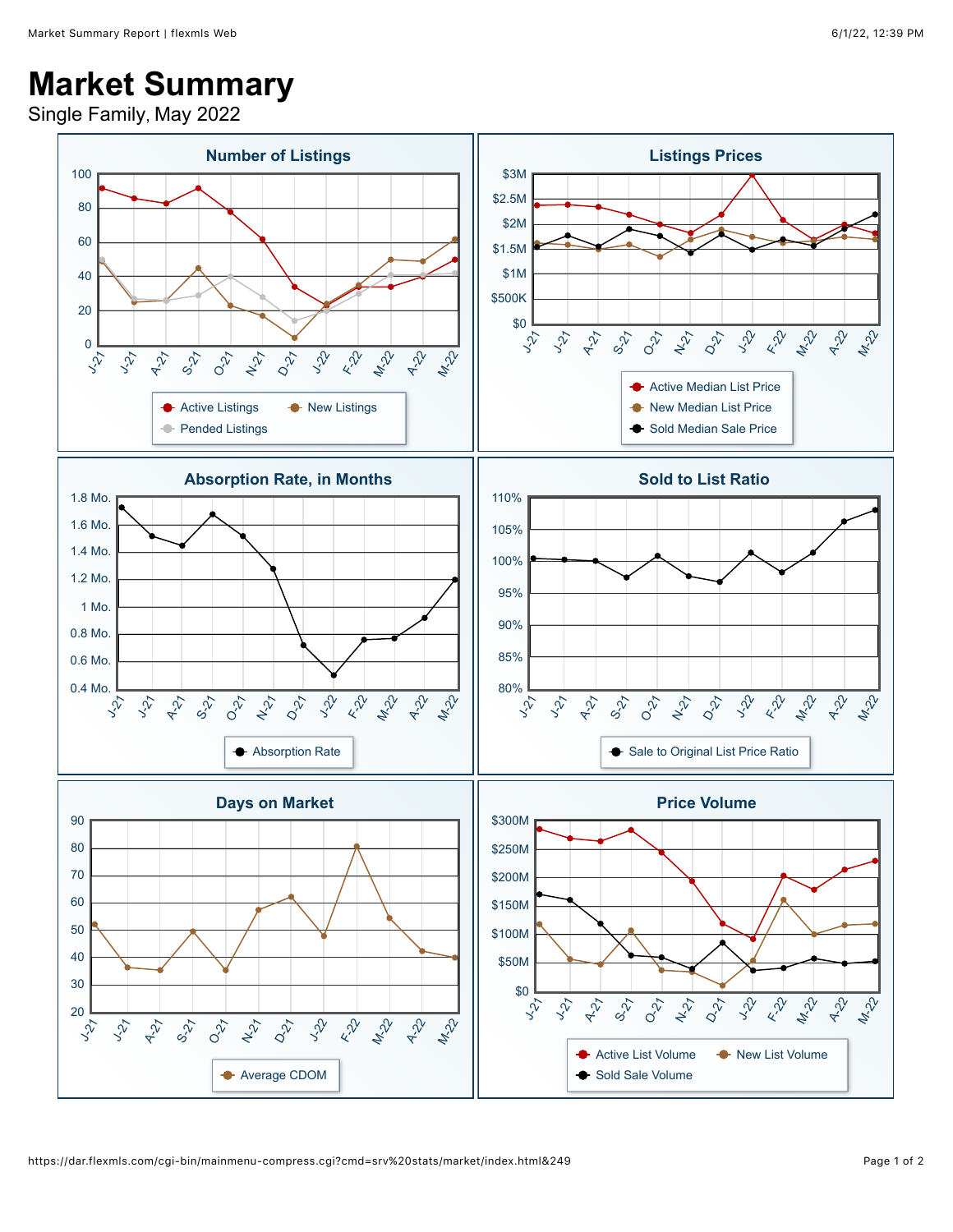# Market Summary

Single Family, May 2022

## Number of Listings

100
80
60
40
20
0

J-21 J-21 A-21 S-21 O-21 N-21 D-21 J-22 F-22 M-22 A-22 M-22

Active Listings · New Listings · Pended Listings

## Listings Prices

$3M
$2.5M
$2M
$1.5M
$1M
$500K
$0

J-21 J-21 A-21 S-21 O-21 N-21 D-21 J-22 F-22 M-22 A-22 M-22

Active Median List Price · New Median List Price · Sold Median Sale Price

## Absorption Rate, in Months

1.8 Mo.
1.6 Mo.
1.4 Mo.
1.2 Mo.
1 Mo.
0.8 Mo.
0.6 Mo.
0.4 Mo.

J-21 J-21 A-21 S-21 O-21 N-21 D-21 J-22 F-22 M-22 A-22 M-22

Absorption Rate

## Sold to List Ratio

110%
105%
100%
95%
90%
85%
80%

J-21 J-21 A-21 S-21 O-21 N-21 D-21 J-22 F-22 M-22 A-22 M-22

Sale to Original List Price Ratio

## Days on Market

90
80
70
60
50
40
30
20

J-21 J-21 A-21 S-21 O-21 N-21 D-21 J-22 F-22 M-22 A-22 M-22

Average CDOM

## Price Volume

$300M
$250M
$200M
$150M
$100M
$50M
$0

J-21 J-21 A-21 S-21 O-21 N-21 D-21 J-22 F-22 M-22 A-22 M-22

Active List Volume · New List Volume · Sold Sale Volume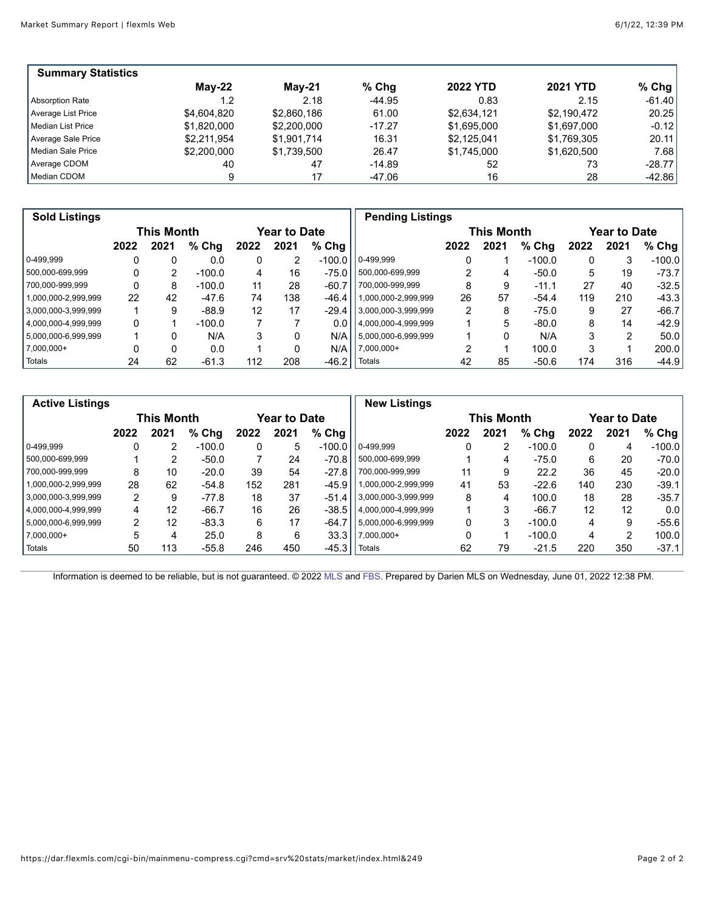## Summary Statistics

| | May-22 | May-21 | % Chg | 2022 YTD | 2021 YTD | % Chg |
|---|---|---|---|---|---|---|
| Absorption Rate | 1.2 | 2.18 | -44.95 | 0.83 | 2.15 | -61.40 |
| Average List Price | $4,604,820 | $2,860,186 | 61.00 | $2,634,121 | $2,190,472 | 20.25 |
| Median List Price | $1,820,000 | $2,200,000 | -17.27 | $1,695,000 | $1,697,000 | -0.12 |
| Average Sale Price | $2,211,954 | $1,901,714 | 16.31 | $2,125,041 | $1,769,305 | 20.11 |
| Median Sale Price | $2,200,000 | $1,739,500 | 26.47 | $1,745,000 | $1,620,500 | 7.68 |
| Average CDOM | 40 | 47 | -14.89 | 52 | 73 | -28.77 |
| Median CDOM | 9 | 17 | -47.06 | 16 | 28 | -42.86 |

## Sold Listings

| | This Month | | | Year to Date | | |
|---|---|---|---|---|---|---|
| | 2022 | 2021 | % Chg | 2022 | 2021 | % Chg |
| 0-499,999 | 0 | 0 | 0.0 | 0 | 2 | -100.0 |
| 500,000-699,999 | 0 | 2 | -100.0 | 4 | 16 | -75.0 |
| 700,000-999,999 | 0 | 8 | -100.0 | 11 | 28 | -60.7 |
| 1,000,000-2,999,999 | 22 | 42 | -47.6 | 74 | 138 | -46.4 |
| 3,000,000-3,999,999 | 1 | 9 | -88.9 | 12 | 17 | -29.4 |
| 4,000,000-4,999,999 | 0 | 1 | -100.0 | 7 | 7 | 0.0 |
| 5,000,000-6,999,999 | 1 | 0 | N/A | 3 | 0 | N/A |
| 7,000,000+ | 0 | 0 | 0.0 | 1 | 0 | N/A |
| Totals | 24 | 62 | -61.3 | 112 | 208 | -46.2 |

## Pending Listings

| | This Month | | | Year to Date | | |
|---|---|---|---|---|---|---|
| | 2022 | 2021 | % Chg | 2022 | 2021 | % Chg |
| 0-499,999 | 0 | 1 | -100.0 | 0 | 3 | -100.0 |
| 500,000-699,999 | 2 | 4 | -50.0 | 5 | 19 | -73.7 |
| 700,000-999,999 | 8 | 9 | -11.1 | 27 | 40 | -32.5 |
| 1,000,000-2,999,999 | 26 | 57 | -54.4 | 119 | 210 | -43.3 |
| 3,000,000-3,999,999 | 2 | 8 | -75.0 | 9 | 27 | -66.7 |
| 4,000,000-4,999,999 | 1 | 5 | -80.0 | 8 | 14 | -42.9 |
| 5,000,000-6,999,999 | 1 | 0 | N/A | 3 | 2 | 50.0 |
| 7,000,000+ | 2 | 1 | 100.0 | 3 | 1 | 200.0 |
| Totals | 42 | 85 | -50.6 | 174 | 316 | -44.9 |

## Active Listings

| | This Month | | | Year to Date | | |
|---|---|---|---|---|---|---|
| | 2022 | 2021 | % Chg | 2022 | 2021 | % Chg |
| 0-499,999 | 0 | 2 | -100.0 | 0 | 5 | -100.0 |
| 500,000-699,999 | 1 | 2 | -50.0 | 7 | 24 | -70.8 |
| 700,000-999,999 | 8 | 10 | -20.0 | 39 | 54 | -27.8 |
| 1,000,000-2,999,999 | 28 | 62 | -54.8 | 152 | 281 | -45.9 |
| 3,000,000-3,999,999 | 2 | 9 | -77.8 | 18 | 37 | -51.4 |
| 4,000,000-4,999,999 | 4 | 12 | -66.7 | 16 | 26 | -38.5 |
| 5,000,000-6,999,999 | 2 | 12 | -83.3 | 6 | 17 | -64.7 |
| 7,000,000+ | 5 | 4 | 25.0 | 8 | 6 | 33.3 |
| Totals | 50 | 113 | -55.8 | 246 | 450 | -45.3 |

## New Listings

| | This Month | | | Year to Date | | |
|---|---|---|---|---|---|---|
| | 2022 | 2021 | % Chg | 2022 | 2021 | % Chg |
| 0-499,999 | 0 | 2 | -100.0 | 0 | 4 | -100.0 |
| 500,000-699,999 | 1 | 4 | -75.0 | 6 | 20 | -70.0 |
| 700,000-999,999 | 11 | 9 | 22.2 | 36 | 45 | -20.0 |
| 1,000,000-2,999,999 | 41 | 53 | -22.6 | 140 | 230 | -39.1 |
| 3,000,000-3,999,999 | 8 | 4 | 100.0 | 18 | 28 | -35.7 |
| 4,000,000-4,999,999 | 1 | 3 | -66.7 | 12 | 12 | 0.0 |
| 5,000,000-6,999,999 | 0 | 3 | -100.0 | 4 | 9 | -55.6 |
| 7,000,000+ | 0 | 1 | -100.0 | 4 | 2 | 100.0 |
| Totals | 62 | 79 | -21.5 | 220 | 350 | -37.1 |

Information is deemed to be reliable, but is not guaranteed. © 2022 MLS and FBS. Prepared by Darien MLS on Wednesday, June 01, 2022 12:38 PM.